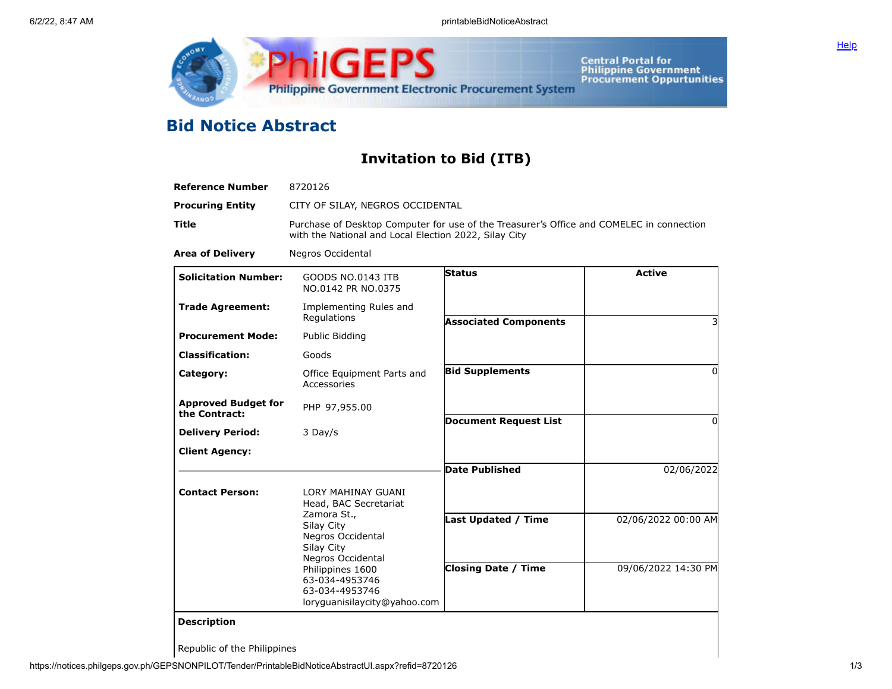# Bid Notice Abstract

## Invitation to Bid (ITB)

| | |
|---|---|
| **Reference Number** | 8720126 |
| **Procuring Entity** | CITY OF SILAY, NEGROS OCCIDENTAL |
| **Title** | Purchase of Desktop Computer for use of the Treasurer's Office and COMELEC in connection with the National and Local Election 2022, Silay City |
| **Area of Delivery** | Negros Occidental |

| | | | |
|---|---|---|---|
| **Solicitation Number:** | GOODS NO.0143 ITB NO.0142 PR NO.0375 | **Status** | Active |
| **Trade Agreement:** | Implementing Rules and Regulations | **Associated Components** | 3 |
| **Procurement Mode:** | Public Bidding | **Bid Supplements** | 0 |
| **Classification:** | Goods | **Document Request List** | 0 |
| **Category:** | Office Equipment Parts and Accessories | **Date Published** | 02/06/2022 |
| **Approved Budget for the Contract:** | PHP 97,955.00 | **Last Updated / Time** | 02/06/2022 00:00 AM |
| **Delivery Period:** | 3 Day/s | **Closing Date / Time** | 09/06/2022 14:30 PM |
| **Client Agency:** | | | |
| **Contact Person:** | LORY MAHINAY GUANI<br>Head, BAC Secretariat<br>Zamora St.,<br>Silay City<br>Negros Occidental<br>Silay City<br>Negros Occidental<br>Philippines 1600<br>63-034-4953746<br>63-034-4953746<br>loryguanisilaycity@yahoo.com | | |

**Description**

Republic of the Philippines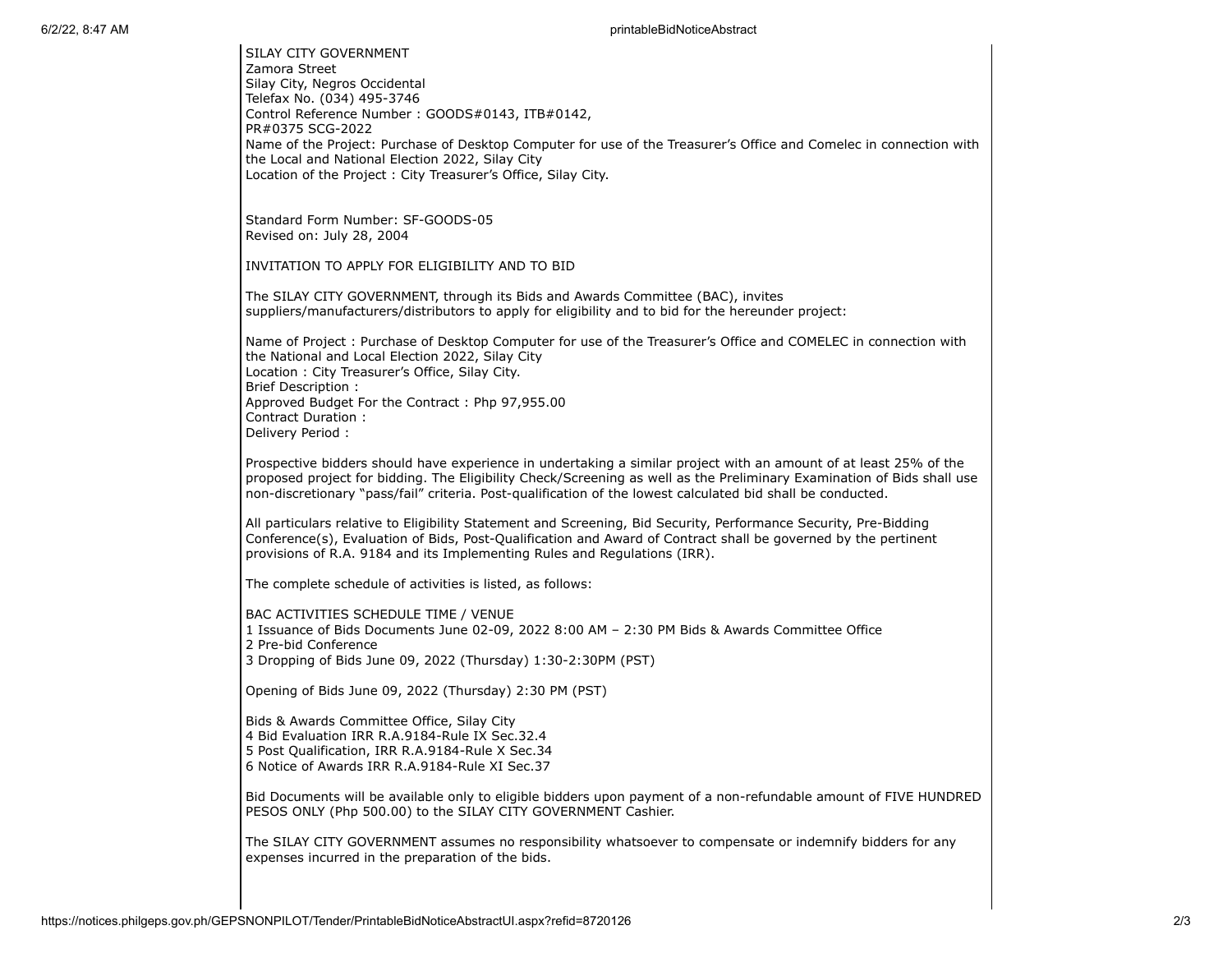SILAY CITY GOVERNMENT
Zamora Street
Silay City, Negros Occidental
Telefax No. (034) 495-3746
Control Reference Number : GOODS#0143, ITB#0142,
PR#0375 SCG-2022
Name of the Project: Purchase of Desktop Computer for use of the Treasurer's Office and Comelec in connection with the Local and National Election 2022, Silay City
Location of the Project : City Treasurer's Office, Silay City.

Standard Form Number: SF-GOODS-05
Revised on: July 28, 2004

INVITATION TO APPLY FOR ELIGIBILITY AND TO BID

The SILAY CITY GOVERNMENT, through its Bids and Awards Committee (BAC), invites suppliers/manufacturers/distributors to apply for eligibility and to bid for the hereunder project:

Name of Project : Purchase of Desktop Computer for use of the Treasurer's Office and COMELEC in connection with the National and Local Election 2022, Silay City
Location : City Treasurer's Office, Silay City.
Brief Description :
Approved Budget For the Contract : Php 97,955.00
Contract Duration :
Delivery Period :

Prospective bidders should have experience in undertaking a similar project with an amount of at least 25% of the proposed project for bidding. The Eligibility Check/Screening as well as the Preliminary Examination of Bids shall use non-discretionary "pass/fail" criteria. Post-qualification of the lowest calculated bid shall be conducted.

All particulars relative to Eligibility Statement and Screening, Bid Security, Performance Security, Pre-Bidding Conference(s), Evaluation of Bids, Post-Qualification and Award of Contract shall be governed by the pertinent provisions of R.A. 9184 and its Implementing Rules and Regulations (IRR).

The complete schedule of activities is listed, as follows:

BAC ACTIVITIES SCHEDULE TIME / VENUE
1 Issuance of Bids Documents June 02-09, 2022 8:00 AM – 2:30 PM Bids & Awards Committee Office
2 Pre-bid Conference
3 Dropping of Bids June 09, 2022 (Thursday) 1:30-2:30PM (PST)

Opening of Bids June 09, 2022 (Thursday) 2:30 PM (PST)

Bids & Awards Committee Office, Silay City
4 Bid Evaluation IRR R.A.9184-Rule IX Sec.32.4
5 Post Qualification, IRR R.A.9184-Rule X Sec.34
6 Notice of Awards IRR R.A.9184-Rule XI Sec.37

Bid Documents will be available only to eligible bidders upon payment of a non-refundable amount of FIVE HUNDRED PESOS ONLY (Php 500.00) to the SILAY CITY GOVERNMENT Cashier.

The SILAY CITY GOVERNMENT assumes no responsibility whatsoever to compensate or indemnify bidders for any expenses incurred in the preparation of the bids.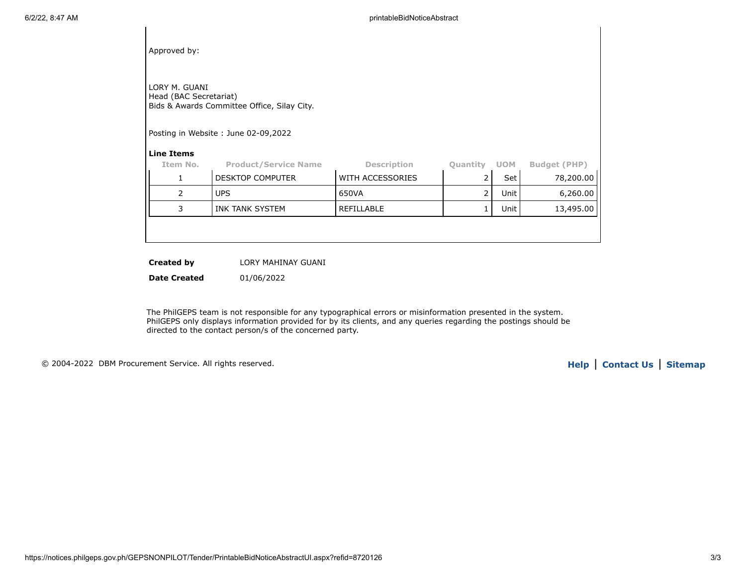Approved by:

LORY M. GUANI
Head (BAC Secretariat)
Bids & Awards Committee Office, Silay City.

Posting in Website : June 02-09,2022

**Line Items**

| Item No. | Product/Service Name | Description | Quantity | UOM | Budget (PHP) |
|---|---|---|---|---|---|
| 1 | DESKTOP COMPUTER | WITH ACCESSORIES | 2 | Set | 78,200.00 |
| 2 | UPS | 650VA | 2 | Unit | 6,260.00 |
| 3 | INK TANK SYSTEM | REFILLABLE | 1 | Unit | 13,495.00 |

| | |
|---|---|
| **Created by** | LORY MAHINAY GUANI |
| **Date Created** | 01/06/2022 |

The PhilGEPS team is not responsible for any typographical errors or misinformation presented in the system. PhilGEPS only displays information provided for by its clients, and any queries regarding the postings should be directed to the contact person/s of the concerned party.

© 2004-2022 DBM Procurement Service. All rights reserved.

**Help** | **Contact Us** | **Sitemap**